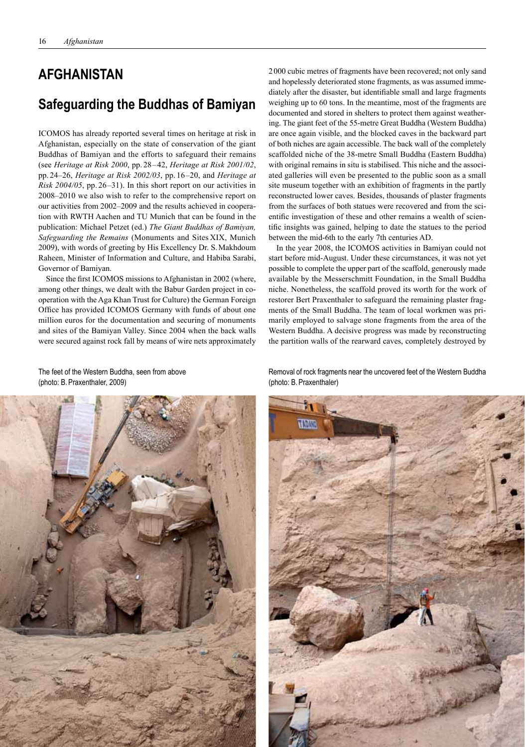# AFGHANISTAN

## Safeguarding the Buddhas of Bamiyan

ICOMOS has already reported several times on heritage at risk in Afghanistan, especially on the state of conservation of the giant Buddhas of Bamiyan and the efforts to safeguard their remains (see *Heritage at Risk 2000*, pp. 28–42, *Heritage at Risk 2001/02*, pp. 24–26, *Heritage at Risk 2002/03*, pp. 16–20, and *Heritage at Risk 2004/05*, pp. 26–31). In this short report on our activities in 2008–2010 we also wish to refer to the comprehensive report on our activities from 2002–2009 and the results achieved in cooperation with RWTH Aachen and TU Munich that can be found in the publication: Michael Petzet (ed.) *The Giant Buddhas of Bamiyan, Safeguarding the Remains* (Monuments and Sites XIX, Munich 2009), with words of greeting by His Excellency Dr. S. Makhdoum Raheen, Minister of Information and Culture, and Habiba Sarabi, Governor of Bamiyan.

Since the first ICOMOS missions to Afghanistan in 2002 (where, among other things, we dealt with the Babur Garden project in cooperation with the Aga Khan Trust for Culture) the German Foreign Office has provided ICOMOS Germany with funds of about one million euros for the documentation and securing of monuments and sites of the Bamiyan Valley. Since 2004 when the back walls were secured against rock fall by means of wire nets approximately 2000 cubic metres of fragments have been recovered; not only sand and hopelessly deteriorated stone fragments, as was assumed immediately after the disaster, but identifiable small and large fragments weighing up to 60 tons. In the meantime, most of the fragments are documented and stored in shelters to protect them against weathering. The giant feet of the 55-metre Great Buddha (Western Buddha) are once again visible, and the blocked caves in the backward part of both niches are again accessible. The back wall of the completely scaffolded niche of the 38-metre Small Buddha (Eastern Buddha) with original remains in situ is stabilised. This niche and the associated galleries will even be presented to the public soon as a small site museum together with an exhibition of fragments in the partly reconstructed lower caves. Besides, thousands of plaster fragments from the surfaces of both statues were recovered and from the scientific investigation of these and other remains a wealth of scientific insights was gained, helping to date the statues to the period between the mid-6th to the early 7th centuries AD.

In the year 2008, the ICOMOS activities in Bamiyan could not start before mid-August. Under these circumstances, it was not yet possible to complete the upper part of the scaffold, generously made available by the Messerschmitt Foundation, in the Small Buddha niche. Nonetheless, the scaffold proved its worth for the work of restorer Bert Praxenthaler to safeguard the remaining plaster fragments of the Small Buddha. The team of local workmen was primarily employed to salvage stone fragments from the area of the Western Buddha. A decisive progress was made by reconstructing the partition walls of the rearward caves, completely destroyed by

The feet of the Western Buddha, seen from above (photo: B. Praxenthaler, 2009)

Removal of rock fragments near the uncovered feet of the Western Buddha (photo: B. Praxenthaler)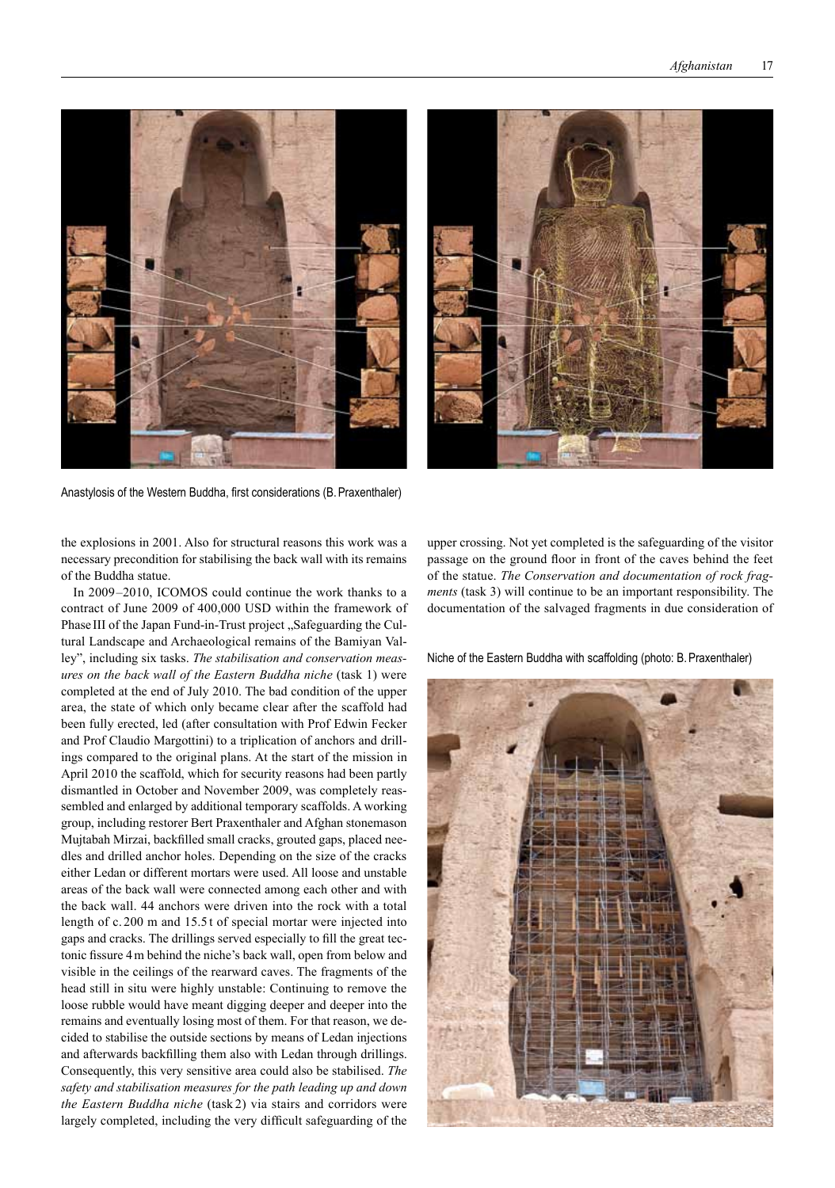Anastylosis of the Western Buddha, first considerations (B. Praxenthaler)

the explosions in 2001. Also for structural reasons this work was a necessary precondition for stabilising the back wall with its remains of the Buddha statue.

In 2009–2010, ICOMOS could continue the work thanks to a contract of June 2009 of 400,000 USD within the framework of Phase III of the Japan Fund-in-Trust project „Safeguarding the Cultural Landscape and Archaeological remains of the Bamiyan Valley", including six tasks. *The stabilisation and conservation measures on the back wall of the Eastern Buddha niche* (task 1) were completed at the end of July 2010. The bad condition of the upper area, the state of which only became clear after the scaffold had been fully erected, led (after consultation with Prof Edwin Fecker and Prof Claudio Margottini) to a triplication of anchors and drillings compared to the original plans. At the start of the mission in April 2010 the scaffold, which for security reasons had been partly dismantled in October and November 2009, was completely reassembled and enlarged by additional temporary scaffolds. A working group, including restorer Bert Praxenthaler and Afghan stonemason Mujtabah Mirzai, backfilled small cracks, grouted gaps, placed needles and drilled anchor holes. Depending on the size of the cracks either Ledan or different mortars were used. All loose and unstable areas of the back wall were connected among each other and with the back wall. 44 anchors were driven into the rock with a total length of c. 200 m and 15.5 t of special mortar were injected into gaps and cracks. The drillings served especially to fill the great tectonic fissure 4 m behind the niche's back wall, open from below and visible in the ceilings of the rearward caves. The fragments of the head still in situ were highly unstable: Continuing to remove the loose rubble would have meant digging deeper and deeper into the remains and eventually losing most of them. For that reason, we decided to stabilise the outside sections by means of Ledan injections and afterwards backfilling them also with Ledan through drillings. Consequently, this very sensitive area could also be stabilised. *The safety and stabilisation measures for the path leading up and down the Eastern Buddha niche* (task 2) via stairs and corridors were largely completed, including the very difficult safeguarding of the upper crossing. Not yet completed is the safeguarding of the visitor passage on the ground floor in front of the caves behind the feet of the statue. *The Conservation and documentation of rock fragments* (task 3) will continue to be an important responsibility. The documentation of the salvaged fragments in due consideration of

Niche of the Eastern Buddha with scaffolding (photo: B. Praxenthaler)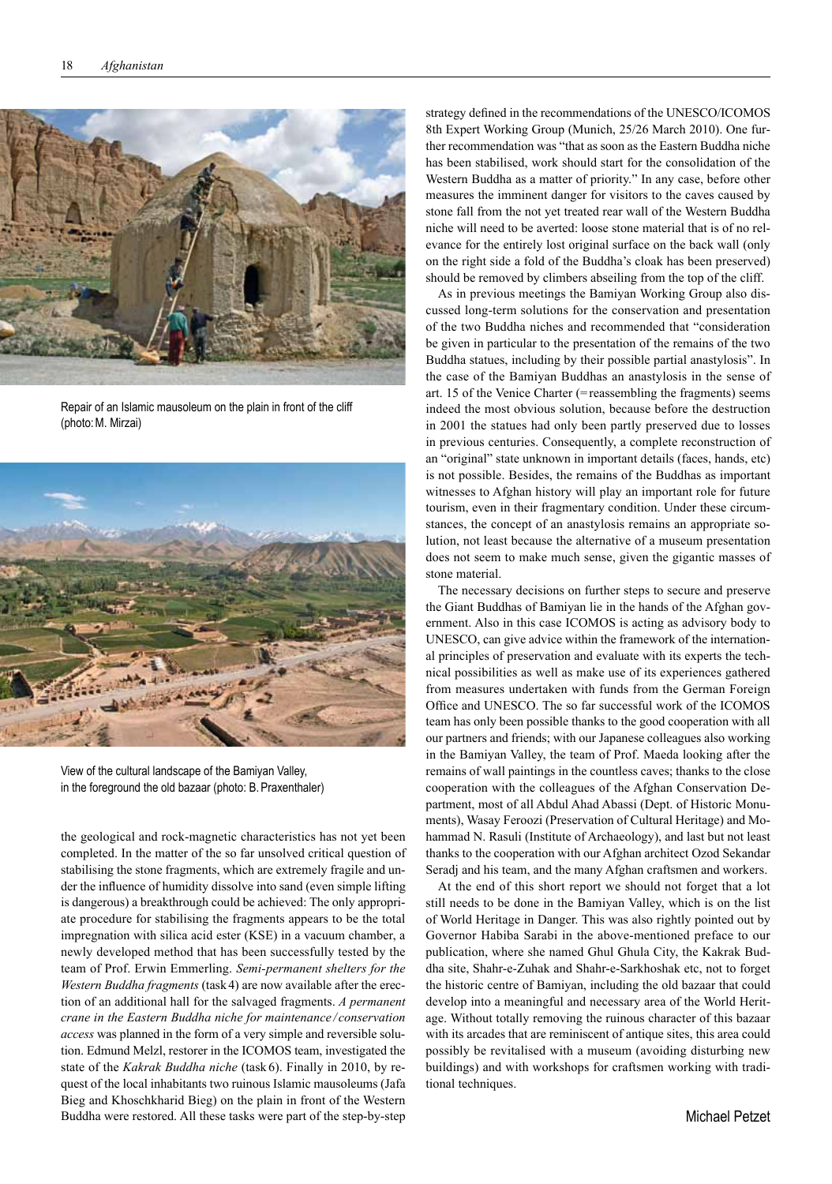Repair of an Islamic mausoleum on the plain in front of the cliff (photo: M. Mirzai)

View of the cultural landscape of the Bamiyan Valley, in the foreground the old bazaar (photo: B. Praxenthaler)

the geological and rock-magnetic characteristics has not yet been completed. In the matter of the so far unsolved critical question of stabilising the stone fragments, which are extremely fragile and under the influence of humidity dissolve into sand (even simple lifting is dangerous) a breakthrough could be achieved: The only appropriate procedure for stabilising the fragments appears to be the total impregnation with silica acid ester (KSE) in a vacuum chamber, a newly developed method that has been successfully tested by the team of Prof. Erwin Emmerling. *Semi-permanent shelters for the Western Buddha fragments* (task 4) are now available after the erection of an additional hall for the salvaged fragments. *A permanent crane in the Eastern Buddha niche for maintenance / conservation access* was planned in the form of a very simple and reversible solution. Edmund Melzl, restorer in the ICOMOS team, investigated the state of the *Kakrak Buddha niche* (task 6). Finally in 2010, by request of the local inhabitants two ruinous Islamic mausoleums (Jafa Bieg and Khoschkharid Bieg) on the plain in front of the Western Buddha were restored. All these tasks were part of the step-by-step strategy defined in the recommendations of the UNESCO/ICOMOS 8th Expert Working Group (Munich, 25/26 March 2010). One further recommendation was "that as soon as the Eastern Buddha niche has been stabilised, work should start for the consolidation of the Western Buddha as a matter of priority." In any case, before other measures the imminent danger for visitors to the caves caused by stone fall from the not yet treated rear wall of the Western Buddha niche will need to be averted: loose stone material that is of no relevance for the entirely lost original surface on the back wall (only on the right side a fold of the Buddha's cloak has been preserved) should be removed by climbers abseiling from the top of the cliff.

As in previous meetings the Bamiyan Working Group also discussed long-term solutions for the conservation and presentation of the two Buddha niches and recommended that "consideration be given in particular to the presentation of the remains of the two Buddha statues, including by their possible partial anastylosis". In the case of the Bamiyan Buddhas an anastylosis in the sense of art. 15 of the Venice Charter (= reassembling the fragments) seems indeed the most obvious solution, because before the destruction in 2001 the statues had only been partly preserved due to losses in previous centuries. Consequently, a complete reconstruction of an "original" state unknown in important details (faces, hands, etc) is not possible. Besides, the remains of the Buddhas as important witnesses to Afghan history will play an important role for future tourism, even in their fragmentary condition. Under these circumstances, the concept of an anastylosis remains an appropriate solution, not least because the alternative of a museum presentation does not seem to make much sense, given the gigantic masses of stone material.

The necessary decisions on further steps to secure and preserve the Giant Buddhas of Bamiyan lie in the hands of the Afghan government. Also in this case ICOMOS is acting as advisory body to UNESCO, can give advice within the framework of the international principles of preservation and evaluate with its experts the technical possibilities as well as make use of its experiences gathered from measures undertaken with funds from the German Foreign Office and UNESCO. The so far successful work of the ICOMOS team has only been possible thanks to the good cooperation with all our partners and friends; with our Japanese colleagues also working in the Bamiyan Valley, the team of Prof. Maeda looking after the remains of wall paintings in the countless caves; thanks to the close cooperation with the colleagues of the Afghan Conservation Department, most of all Abdul Ahad Abassi (Dept. of Historic Monuments), Wasay Feroozi (Preservation of Cultural Heritage) and Mohammad N. Rasuli (Institute of Archaeology), and last but not least thanks to the cooperation with our Afghan architect Ozod Sekandar Seradj and his team, and the many Afghan craftsmen and workers.

At the end of this short report we should not forget that a lot still needs to be done in the Bamiyan Valley, which is on the list of World Heritage in Danger. This was also rightly pointed out by Governor Habiba Sarabi in the above-mentioned preface to our publication, where she named Ghul Ghula City, the Kakrak Buddha site, Shahr-e-Zuhak and Shahr-e-Sarkhoshak etc, not to forget the historic centre of Bamiyan, including the old bazaar that could develop into a meaningful and necessary area of the World Heritage. Without totally removing the ruinous character of this bazaar with its arcades that are reminiscent of antique sites, this area could possibly be revitalised with a museum (avoiding disturbing new buildings) and with workshops for craftsmen working with traditional techniques.

Michael Petzet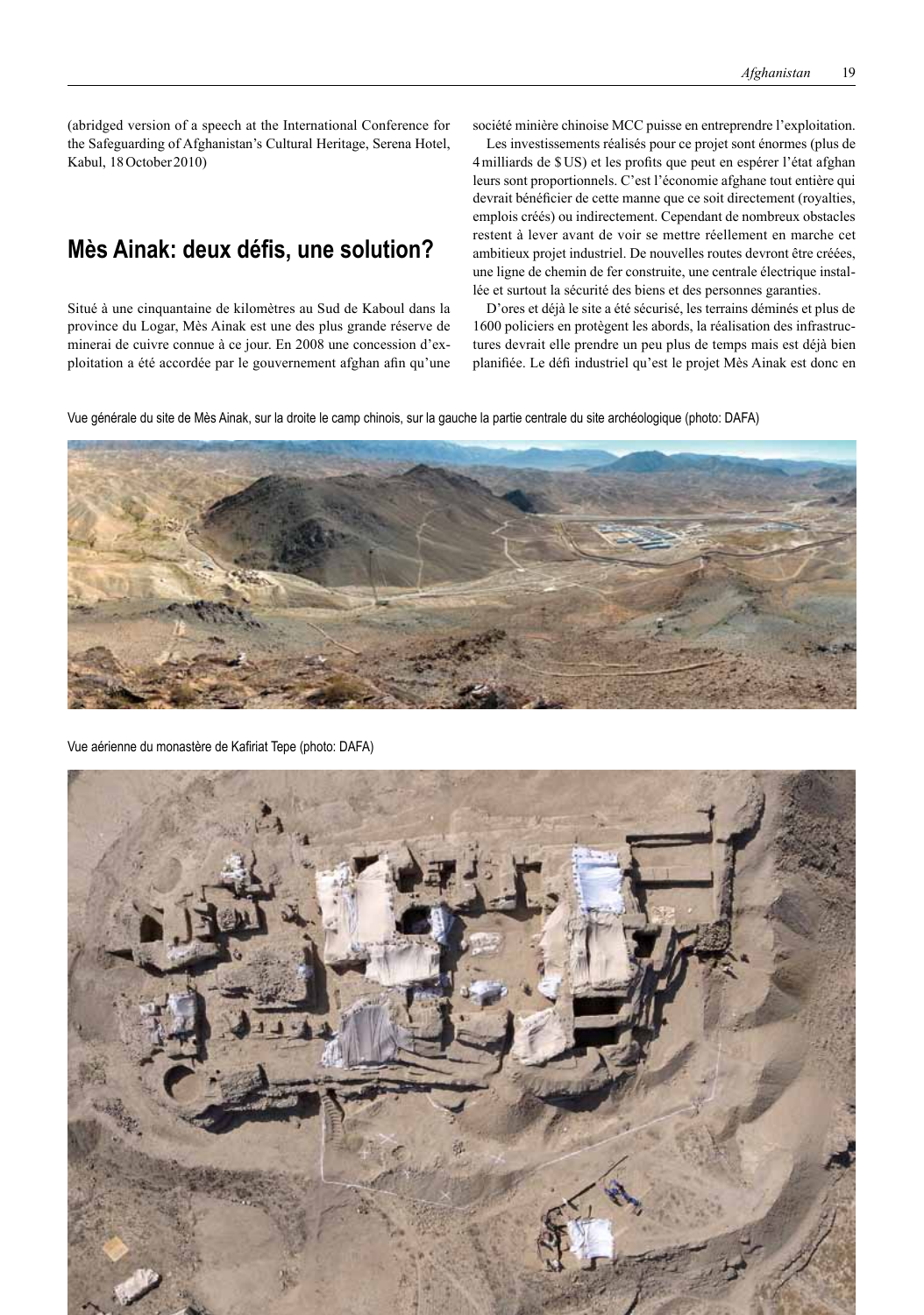(abridged version of a speech at the International Conference for the Safeguarding of Afghanistan's Cultural Heritage, Serena Hotel, Kabul, 18 October 2010)

## Mès Ainak: deux défis, une solution?

Situé à une cinquantaine de kilomètres au Sud de Kaboul dans la province du Logar, Mès Ainak est une des plus grande réserve de minerai de cuivre connue à ce jour. En 2008 une concession d'exploitation a été accordée par le gouvernement afghan afin qu'une société minière chinoise MCC puisse en entreprendre l'exploitation.

Les investissements réalisés pour ce projet sont énormes (plus de 4 milliards de $ US) et les profits que peut en espérer l'état afghan leurs sont proportionnels. C'est l'économie afghane tout entière qui devrait bénéficier de cette manne que ce soit directement (royalties, emplois créés) ou indirectement. Cependant de nombreux obstacles restent à lever avant de voir se mettre réellement en marche cet ambitieux projet industriel. De nouvelles routes devront être créées, une ligne de chemin de fer construite, une centrale électrique installée et surtout la sécurité des biens et des personnes garanties.

D'ores et déjà le site a été sécurisé, les terrains déminés et plus de 1600 policiers en protègent les abords, la réalisation des infrastructures devrait elle prendre un peu plus de temps mais est déjà bien planifiée. Le défi industriel qu'est le projet Mès Ainak est donc en

Vue générale du site de Mès Ainak, sur la droite le camp chinois, sur la gauche la partie centrale du site archéologique (photo: DAFA)

Vue aérienne du monastère de Kafiriat Tepe (photo: DAFA)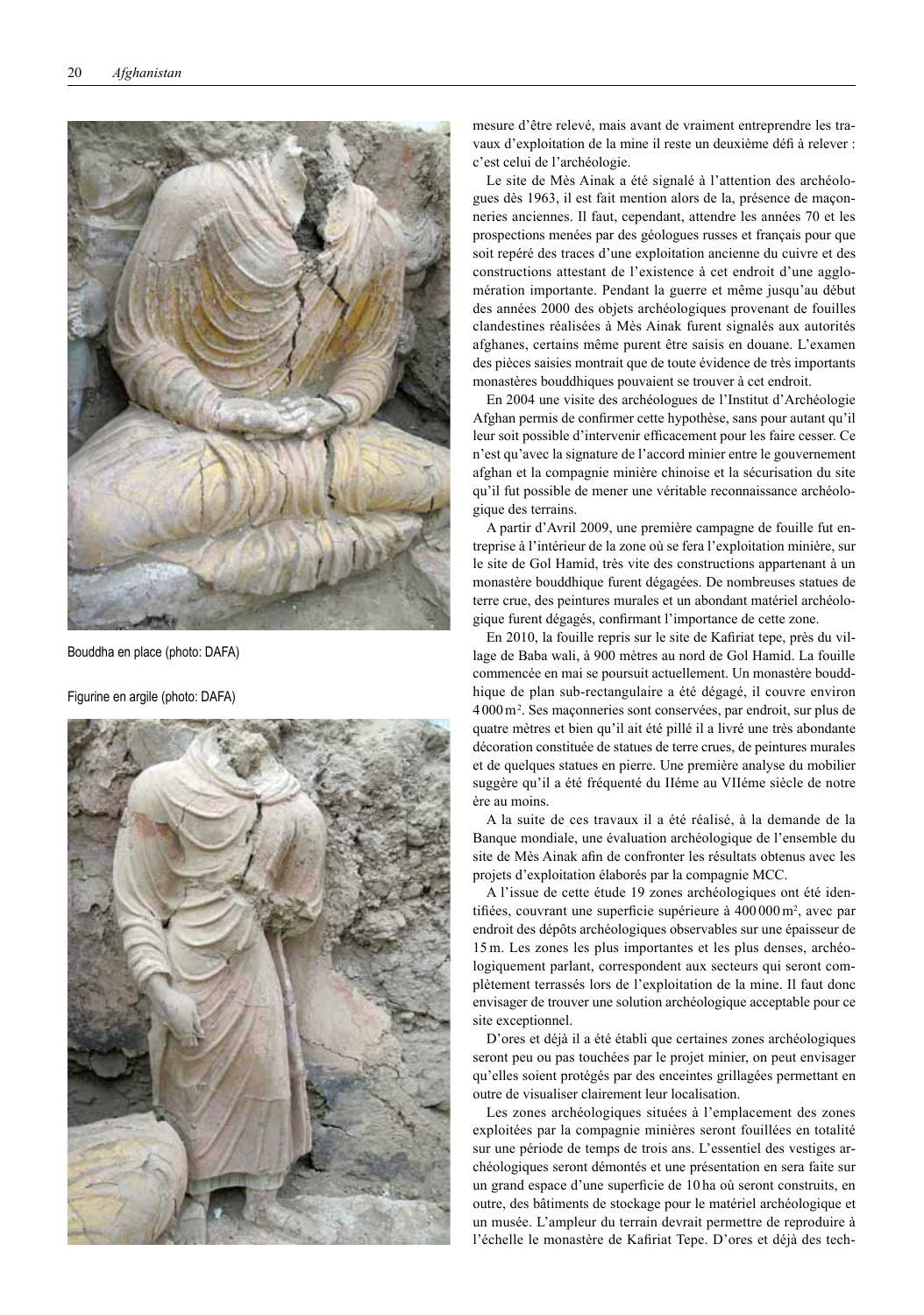Bouddha en place (photo: DAFA)

Figurine en argile (photo: DAFA)

mesure d'être relevé, mais avant de vraiment entreprendre les travaux d'exploitation de la mine il reste un deuxième défi à relever : c'est celui de l'archéologie.

Le site de Mès Ainak a été signalé à l'attention des archéologues dès 1963, il est fait mention alors de la, présence de maçonneries anciennes. Il faut, cependant, attendre les années 70 et les prospections menées par des géologues russes et français pour que soit repéré des traces d'une exploitation ancienne du cuivre et des constructions attestant de l'existence à cet endroit d'une agglomération importante. Pendant la guerre et même jusqu'au début des années 2000 des objets archéologiques provenant de fouilles clandestines réalisées à Mès Ainak furent signalés aux autorités afghanes, certains même purent être saisis en douane. L'examen des pièces saisies montrait que de toute évidence de très importants monastères bouddhiques pouvaient se trouver à cet endroit.

En 2004 une visite des archéologues de l'Institut d'Archéologie Afghan permis de confirmer cette hypothèse, sans pour autant qu'il leur soit possible d'intervenir efficacement pour les faire cesser. Ce n'est qu'avec la signature de l'accord minier entre le gouvernement afghan et la compagnie minière chinoise et la sécurisation du site qu'il fut possible de mener une véritable reconnaissance archéologique des terrains.

A partir d'Avril 2009, une première campagne de fouille fut entreprise à l'intérieur de la zone où se fera l'exploitation minière, sur le site de Gol Hamid, très vite des constructions appartenant à un monastère bouddhique furent dégagées. De nombreuses statues de terre crue, des peintures murales et un abondant matériel archéologique furent dégagés, confirmant l'importance de cette zone.

En 2010, la fouille repris sur le site de Kafiriat tepe, près du village de Baba wali, à 900 mètres au nord de Gol Hamid. La fouille commencée en mai se poursuit actuellement. Un monastère bouddhique de plan sub-rectangulaire a été dégagé, il couvre environ 4 000 m². Ses maçonneries sont conservées, par endroit, sur plus de quatre mètres et bien qu'il ait été pillé il a livré une très abondante décoration constituée de statues de terre crues, de peintures murales et de quelques statues en pierre. Une première analyse du mobilier suggère qu'il a été fréquenté du IIéme au VIIéme siècle de notre ère au moins.

A la suite de ces travaux il a été réalisé, à la demande de la Banque mondiale, une évaluation archéologique de l'ensemble du site de Mès Ainak afin de confronter les résultats obtenus avec les projets d'exploitation élaborés par la compagnie MCC.

A l'issue de cette étude 19 zones archéologiques ont été identifiées, couvrant une superficie supérieure à 400 000 m², avec par endroit des dépôts archéologiques observables sur une épaisseur de 15 m. Les zones les plus importantes et les plus denses, archéologiquement parlant, correspondent aux secteurs qui seront complètement terrassés lors de l'exploitation de la mine. Il faut donc envisager de trouver une solution archéologique acceptable pour ce site exceptionnel.

D'ores et déjà il a été établi que certaines zones archéologiques seront peu ou pas touchées par le projet minier, on peut envisager qu'elles soient protégés par des enceintes grillagées permettant en outre de visualiser clairement leur localisation.

Les zones archéologiques situées à l'emplacement des zones exploitées par la compagnie minières seront fouillées en totalité sur une période de temps de trois ans. L'essentiel des vestiges archéologiques seront démontés et une présentation en sera faite sur un grand espace d'une superficie de 10 ha où seront construits, en outre, des bâtiments de stockage pour le matériel archéologique et un musée. L'ampleur du terrain devrait permettre de reproduire à l'échelle le monastère de Kafiriat Tepe. D'ores et déjà des tech-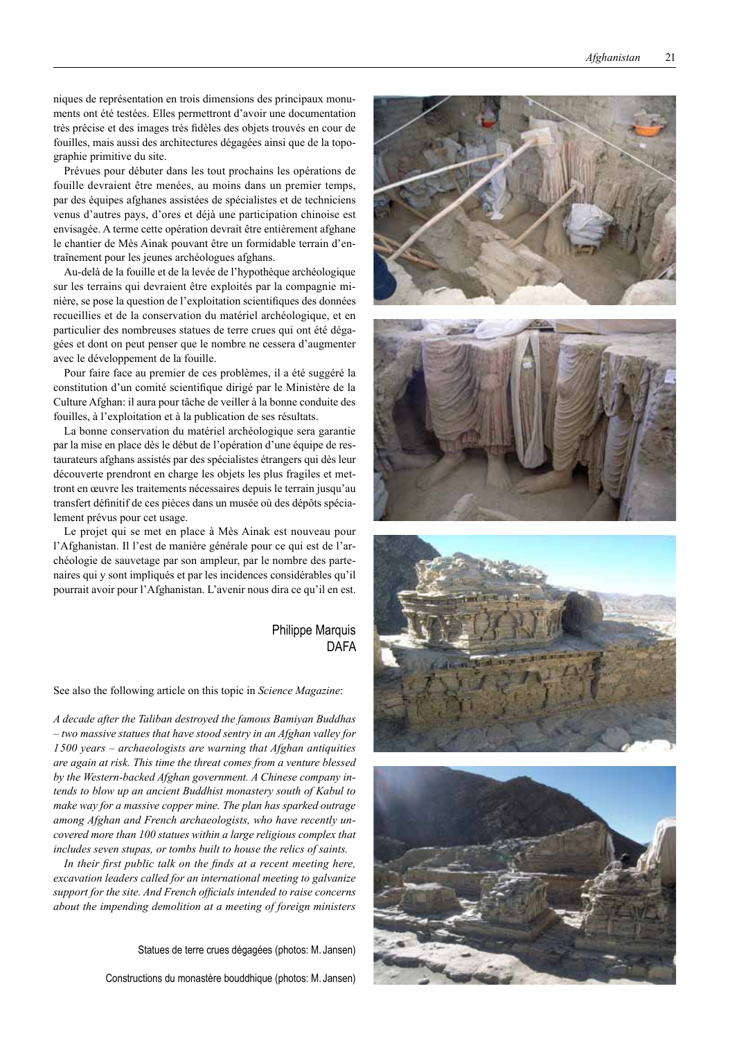niques de représentation en trois dimensions des principaux monuments ont été testées. Elles permettront d'avoir une documentation très précise et des images très fidèles des objets trouvés en cour de fouilles, mais aussi des architectures dégagées ainsi que de la topographie primitive du site.

Prévues pour débuter dans les tout prochains les opérations de fouille devraient être menées, au moins dans un premier temps, par des équipes afghanes assistées de spécialistes et de techniciens venus d'autres pays, d'ores et déjà une participation chinoise est envisagée. A terme cette opération devrait être entièrement afghane le chantier de Mès Ainak pouvant être un formidable terrain d'entraînement pour les jeunes archéologues afghans.

Au-delà de la fouille et de la levée de l'hypothèque archéologique sur les terrains qui devraient être exploités par la compagnie minière, se pose la question de l'exploitation scientifiques des données recueillies et de la conservation du matériel archéologique, et en particulier des nombreuses statues de terre crues qui ont été dégagées et dont on peut penser que le nombre ne cessera d'augmenter avec le développement de la fouille.

Pour faire face au premier de ces problèmes, il a été suggéré la constitution d'un comité scientifique dirigé par le Ministère de la Culture Afghan: il aura pour tâche de veiller à la bonne conduite des fouilles, à l'exploitation et à la publication de ses résultats.

La bonne conservation du matériel archéologique sera garantie par la mise en place dès le début de l'opération d'une équipe de restaurateurs afghans assistés par des spécialistes étrangers qui dès leur découverte prendront en charge les objets les plus fragiles et mettront en œuvre les traitements nécessaires depuis le terrain jusqu'au transfert définitif de ces pièces dans un musée où des dépôts spécialement prévus pour cet usage.

Le projet qui se met en place à Mès Ainak est nouveau pour l'Afghanistan. Il l'est de manière générale pour ce qui est de l'archéologie de sauvetage par son ampleur, par le nombre des partenaires qui y sont impliqués et par les incidences considérables qu'il pourrait avoir pour l'Afghanistan. L'avenir nous dira ce qu'il en est.

Philippe Marquis
DAFA

See also the following article on this topic in *Science Magazine*:

*A decade after the Taliban destroyed the famous Bamiyan Buddhas – two massive statues that have stood sentry in an Afghan valley for 1500 years – archaeologists are warning that Afghan antiquities are again at risk. This time the threat comes from a venture blessed by the Western-backed Afghan government. A Chinese company intends to blow up an ancient Buddhist monastery south of Kabul to make way for a massive copper mine. The plan has sparked outrage among Afghan and French archaeologists, who have recently uncovered more than 100 statues within a large religious complex that includes seven stupas, or tombs built to house the relics of saints.*

*In their first public talk on the finds at a recent meeting here, excavation leaders called for an international meeting to galvanize support for the site. And French officials intended to raise concerns about the impending demolition at a meeting of foreign ministers*

Statues de terre crues dégagées (photos: M. Jansen)

Constructions du monastère bouddhique (photos: M. Jansen)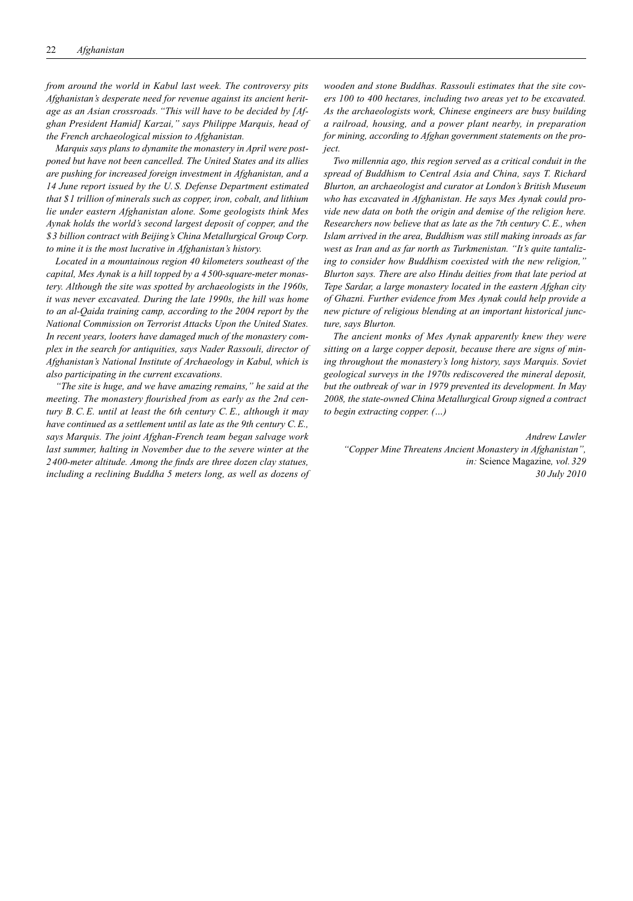*from around the world in Kabul last week. The controversy pits Afghanistan's desperate need for revenue against its ancient heritage as an Asian crossroads. "This will have to be decided by [Afghan President Hamid] Karzai," says Philippe Marquis, head of the French archaeological mission to Afghanistan.*

*Marquis says plans to dynamite the monastery in April were postponed but have not been cancelled. The United States and its allies are pushing for increased foreign investment in Afghanistan, and a 14 June report issued by the U.S. Defense Department estimated that $1 trillion of minerals such as copper, iron, cobalt, and lithium lie under eastern Afghanistan alone. Some geologists think Mes Aynak holds the world's second largest deposit of copper, and the $3 billion contract with Beijing's China Metallurgical Group Corp. to mine it is the most lucrative in Afghanistan's history.*

*Located in a mountainous region 40 kilometers southeast of the capital, Mes Aynak is a hill topped by a 4500-square-meter monastery. Although the site was spotted by archaeologists in the 1960s, it was never excavated. During the late 1990s, the hill was home to an al-Qaida training camp, according to the 2004 report by the National Commission on Terrorist Attacks Upon the United States. In recent years, looters have damaged much of the monastery complex in the search for antiquities, says Nader Rassouli, director of Afghanistan's National Institute of Archaeology in Kabul, which is also participating in the current excavations.*

*"The site is huge, and we have amazing remains," he said at the meeting. The monastery flourished from as early as the 2nd century B.C.E. until at least the 6th century C.E., although it may have continued as a settlement until as late as the 9th century C.E., says Marquis. The joint Afghan-French team began salvage work last summer, halting in November due to the severe winter at the 2400-meter altitude. Among the finds are three dozen clay statues, including a reclining Buddha 5 meters long, as well as dozens of wooden and stone Buddhas. Rassouli estimates that the site covers 100 to 400 hectares, including two areas yet to be excavated. As the archaeologists work, Chinese engineers are busy building a railroad, housing, and a power plant nearby, in preparation for mining, according to Afghan government statements on the project.*

*Two millennia ago, this region served as a critical conduit in the spread of Buddhism to Central Asia and China, says T. Richard Blurton, an archaeologist and curator at London's British Museum who has excavated in Afghanistan. He says Mes Aynak could provide new data on both the origin and demise of the religion here. Researchers now believe that as late as the 7th century C.E., when Islam arrived in the area, Buddhism was still making inroads as far west as Iran and as far north as Turkmenistan. "It's quite tantalizing to consider how Buddhism coexisted with the new religion," Blurton says. There are also Hindu deities from that late period at Tepe Sardar, a large monastery located in the eastern Afghan city of Ghazni. Further evidence from Mes Aynak could help provide a new picture of religious blending at an important historical juncture, says Blurton.*

*The ancient monks of Mes Aynak apparently knew they were sitting on a large copper deposit, because there are signs of mining throughout the monastery's long history, says Marquis. Soviet geological surveys in the 1970s rediscovered the mineral deposit, but the outbreak of war in 1979 prevented its development. In May 2008, the state-owned China Metallurgical Group signed a contract to begin extracting copper. (...)*

*Andrew Lawler*
*"Copper Mine Threatens Ancient Monastery in Afghanistan", in:* Science Magazine*, vol. 329*
*30 July 2010*